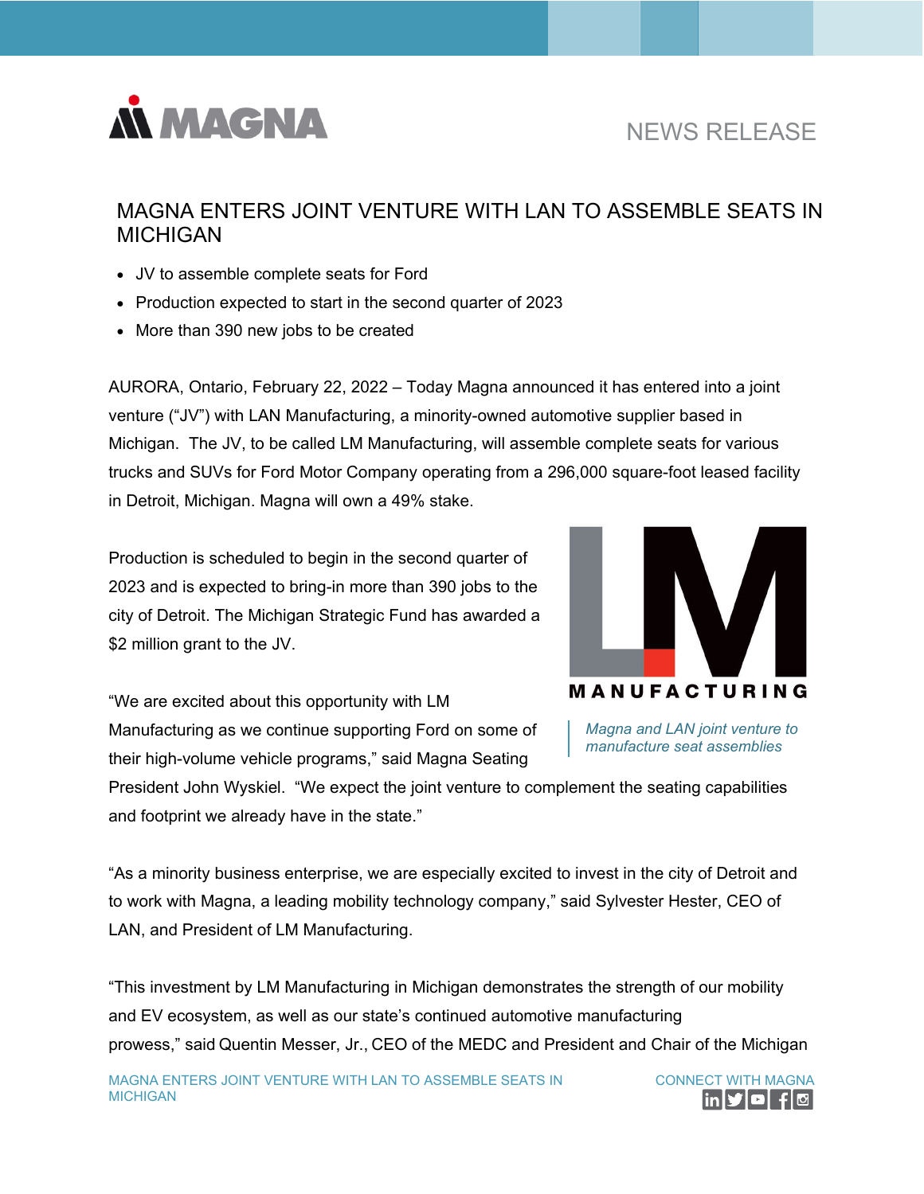NEWS RELEASE

# MAGNA ENTERS JOINT VENTURE WITH LAN TO ASSEMBLE SEATS IN MICHIGAN

- JV to assemble complete seats for Ford
- Production expected to start in the second quarter of 2023
- More than 390 new jobs to be created

AURORA, Ontario, February 22, 2022 – Today Magna announced it has entered into a joint venture ("JV") with LAN Manufacturing, a minority-owned automotive supplier based in Michigan. The JV, to be called LM Manufacturing, will assemble complete seats for various trucks and SUVs for Ford Motor Company operating from a 296,000 square-foot leased facility in Detroit, Michigan. Magna will own a 49% stake.

Production is scheduled to begin in the second quarter of 2023 and is expected to bring-in more than 390 jobs to the city of Detroit. The Michigan Strategic Fund has awarded a $2 million grant to the JV.

*Magna and LAN joint venture to manufacture seat assemblies*

"We are excited about this opportunity with LM Manufacturing as we continue supporting Ford on some of their high-volume vehicle programs," said Magna Seating President John Wyskiel. "We expect the joint venture to complement the seating capabilities and footprint we already have in the state."

"As a minority business enterprise, we are especially excited to invest in the city of Detroit and to work with Magna, a leading mobility technology company," said Sylvester Hester, CEO of LAN, and President of LM Manufacturing.

"This investment by LM Manufacturing in Michigan demonstrates the strength of our mobility and EV ecosystem, as well as our state's continued automotive manufacturing prowess," said Quentin Messer, Jr., CEO of the MEDC and President and Chair of the Michigan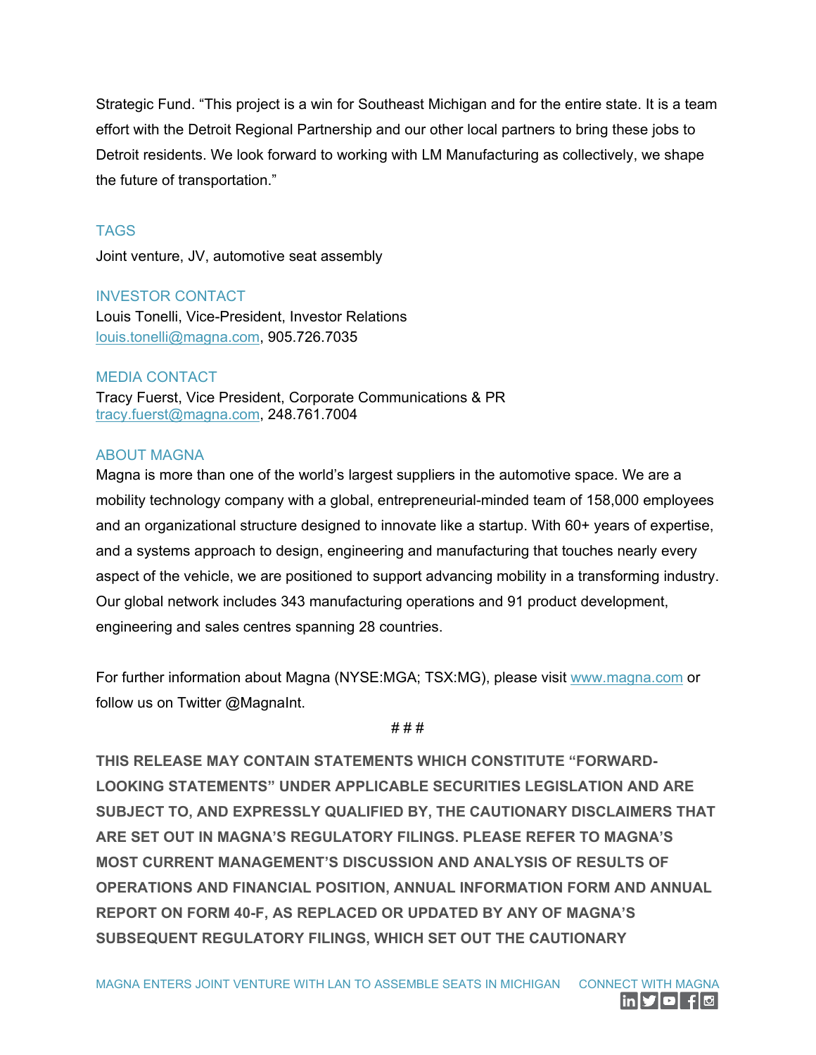Strategic Fund. “This project is a win for Southeast Michigan and for the entire state. It is a team effort with the Detroit Regional Partnership and our other local partners to bring these jobs to Detroit residents. We look forward to working with LM Manufacturing as collectively, we shape the future of transportation.”

## TAGS

Joint venture, JV, automotive seat assembly

## INVESTOR CONTACT

Louis Tonelli, Vice-President, Investor Relations
louis.tonelli@magna.com, 905.726.7035

## MEDIA CONTACT

Tracy Fuerst, Vice President, Corporate Communications & PR
tracy.fuerst@magna.com, 248.761.7004

## ABOUT MAGNA

Magna is more than one of the world’s largest suppliers in the automotive space. We are a mobility technology company with a global, entrepreneurial-minded team of 158,000 employees and an organizational structure designed to innovate like a startup. With 60+ years of expertise, and a systems approach to design, engineering and manufacturing that touches nearly every aspect of the vehicle, we are positioned to support advancing mobility in a transforming industry. Our global network includes 343 manufacturing operations and 91 product development, engineering and sales centres spanning 28 countries.

For further information about Magna (NYSE:MGA; TSX:MG), please visit www.magna.com or follow us on Twitter @MagnaInt.

# # #

**THIS RELEASE MAY CONTAIN STATEMENTS WHICH CONSTITUTE “FORWARD-LOOKING STATEMENTS” UNDER APPLICABLE SECURITIES LEGISLATION AND ARE SUBJECT TO, AND EXPRESSLY QUALIFIED BY, THE CAUTIONARY DISCLAIMERS THAT ARE SET OUT IN MAGNA’S REGULATORY FILINGS. PLEASE REFER TO MAGNA’S MOST CURRENT MANAGEMENT’S DISCUSSION AND ANALYSIS OF RESULTS OF OPERATIONS AND FINANCIAL POSITION, ANNUAL INFORMATION FORM AND ANNUAL REPORT ON FORM 40-F, AS REPLACED OR UPDATED BY ANY OF MAGNA’S SUBSEQUENT REGULATORY FILINGS, WHICH SET OUT THE CAUTIONARY**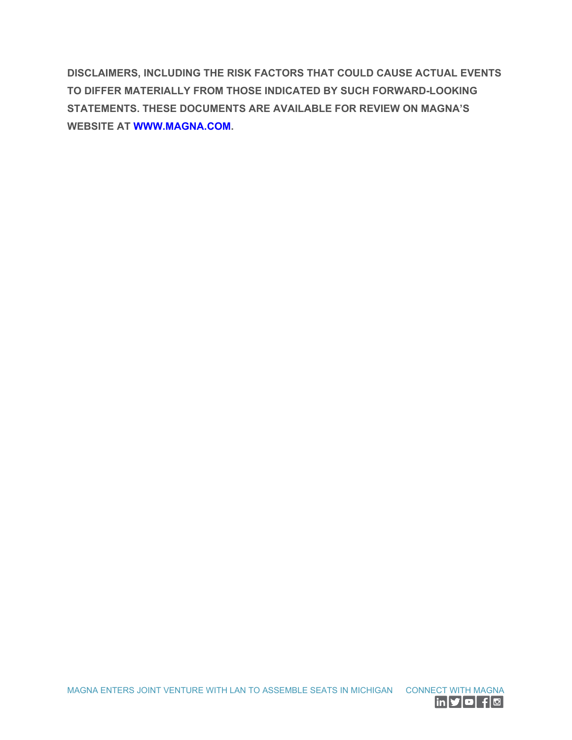**DISCLAIMERS, INCLUDING THE RISK FACTORS THAT COULD CAUSE ACTUAL EVENTS TO DIFFER MATERIALLY FROM THOSE INDICATED BY SUCH FORWARD-LOOKING STATEMENTS. THESE DOCUMENTS ARE AVAILABLE FOR REVIEW ON MAGNA'S WEBSITE AT WWW.MAGNA.COM.**